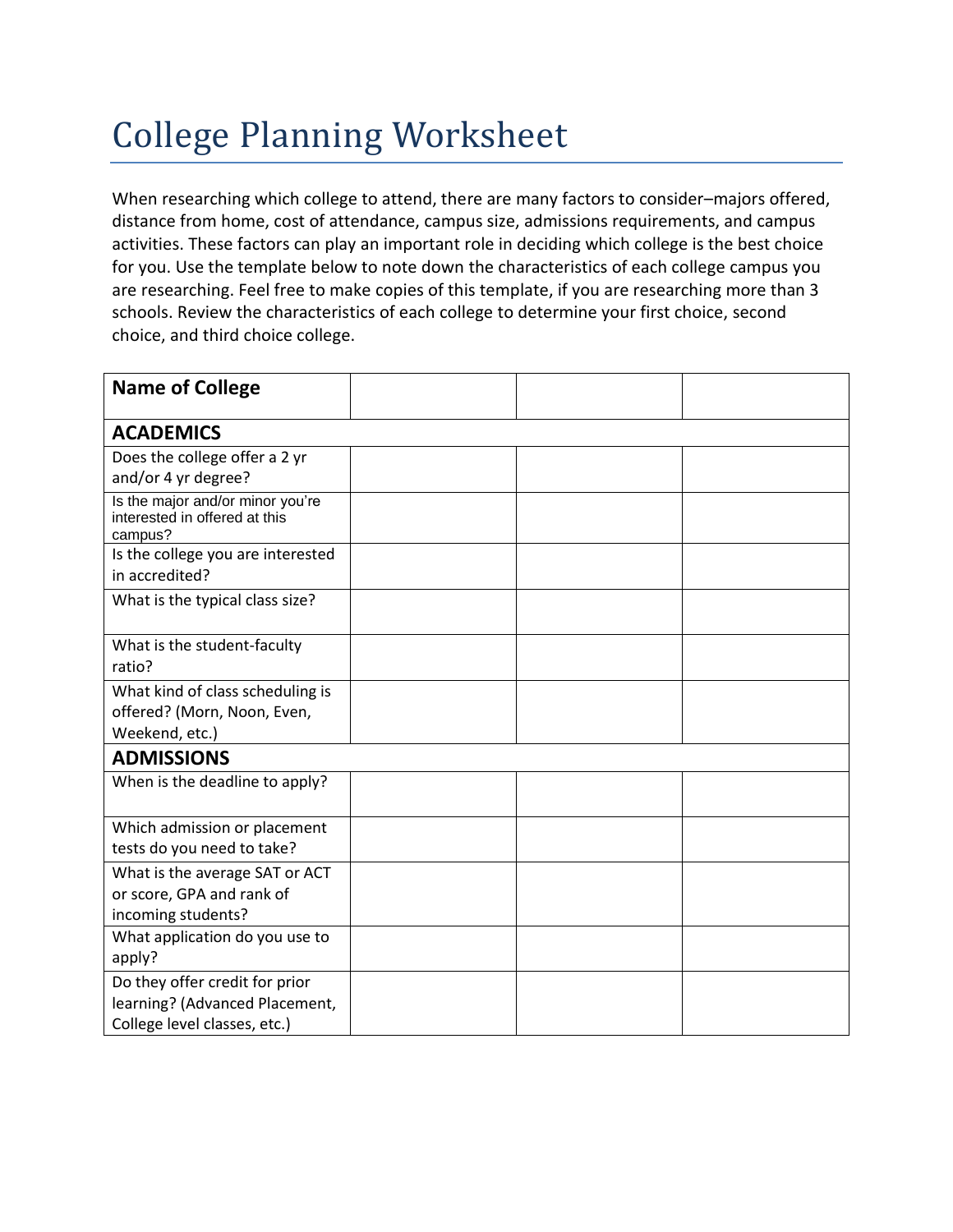# College Planning Worksheet

When researching which college to attend, there are many factors to consider–majors offered, distance from home, cost of attendance, campus size, admissions requirements, and campus activities. These factors can play an important role in deciding which college is the best choice for you. Use the template below to note down the characteristics of each college campus you are researching. Feel free to make copies of this template, if you are researching more than 3 schools. Review the characteristics of each college to determine your first choice, second choice, and third choice college.

| **Name of College** | | | |
|---|---|---|---|
| **ACADEMICS** | | | |
| Does the college offer a 2 yr and/or 4 yr degree? | | | |
| Is the major and/or minor you're interested in offered at this campus? | | | |
| Is the college you are interested in accredited? | | | |
| What is the typical class size? | | | |
| What is the student-faculty ratio? | | | |
| What kind of class scheduling is offered? (Morn, Noon, Even, Weekend, etc.) | | | |
| **ADMISSIONS** | | | |
| When is the deadline to apply? | | | |
| Which admission or placement tests do you need to take? | | | |
| What is the average SAT or ACT or score, GPA and rank of incoming students? | | | |
| What application do you use to apply? | | | |
| Do they offer credit for prior learning? (Advanced Placement, College level classes, etc.) | | | |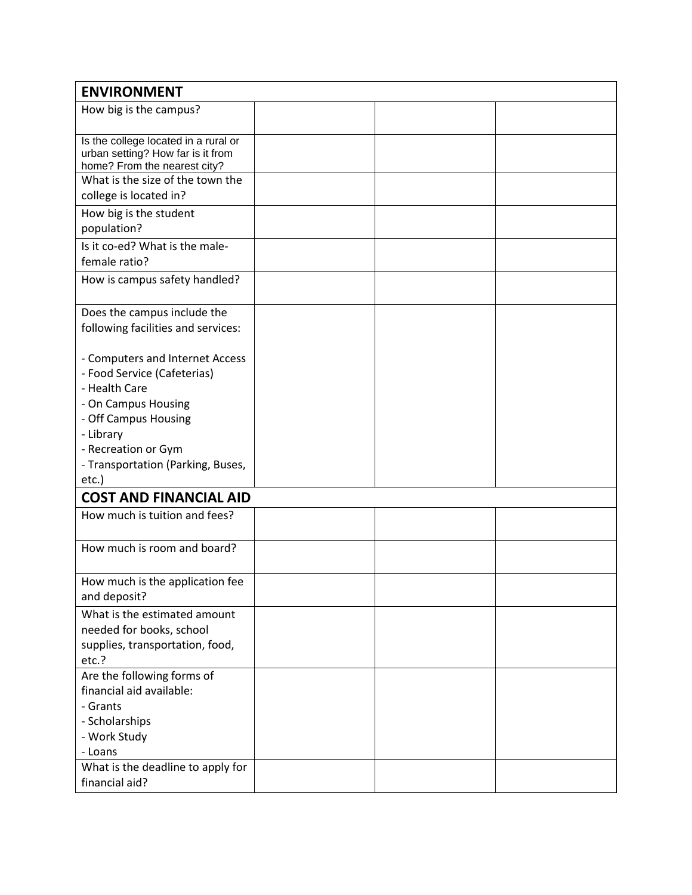| ENVIRONMENT | | | |
|---|---|---|---|
| How big is the campus? | | | |
| Is the college located in a rural or urban setting? How far is it from home? From the nearest city? | | | |
| What is the size of the town the college is located in? | | | |
| How big is the student population? | | | |
| Is it co-ed? What is the male-female ratio? | | | |
| How is campus safety handled? | | | |
| Does the campus include the following facilities and services:<br><br>- Computers and Internet Access<br>- Food Service (Cafeterias)<br>- Health Care<br>- On Campus Housing<br>- Off Campus Housing<br>- Library<br>- Recreation or Gym<br>- Transportation (Parking, Buses, etc.) | | | |
| **COST AND FINANCIAL AID** | | | |
| How much is tuition and fees? | | | |
| How much is room and board? | | | |
| How much is the application fee and deposit? | | | |
| What is the estimated amount needed for books, school supplies, transportation, food, etc.? | | | |
| Are the following forms of financial aid available:<br>- Grants<br>- Scholarships<br>- Work Study<br>- Loans | | | |
| What is the deadline to apply for financial aid? | | | |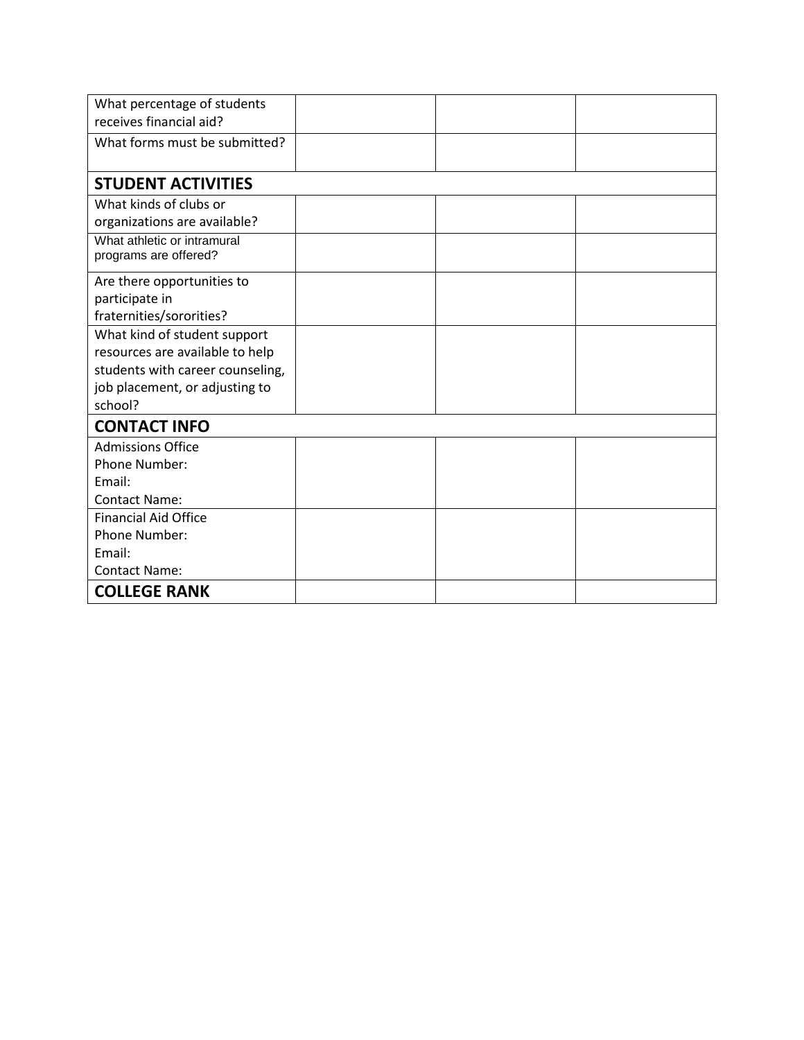| | | | |
|---|---|---|---|
| What percentage of students receives financial aid? | | | |
| What forms must be submitted? | | | |
| **STUDENT ACTIVITIES** | | | |
| What kinds of clubs or organizations are available? | | | |
| What athletic or intramural programs are offered? | | | |
| Are there opportunities to participate in fraternities/sororities? | | | |
| What kind of student support resources are available to help students with career counseling, job placement, or adjusting to school? | | | |
| **CONTACT INFO** | | | |
| Admissions Office<br>Phone Number:<br>Email:<br>Contact Name: | | | |
| Financial Aid Office<br>Phone Number:<br>Email:<br>Contact Name: | | | |
| **COLLEGE RANK** | | | |